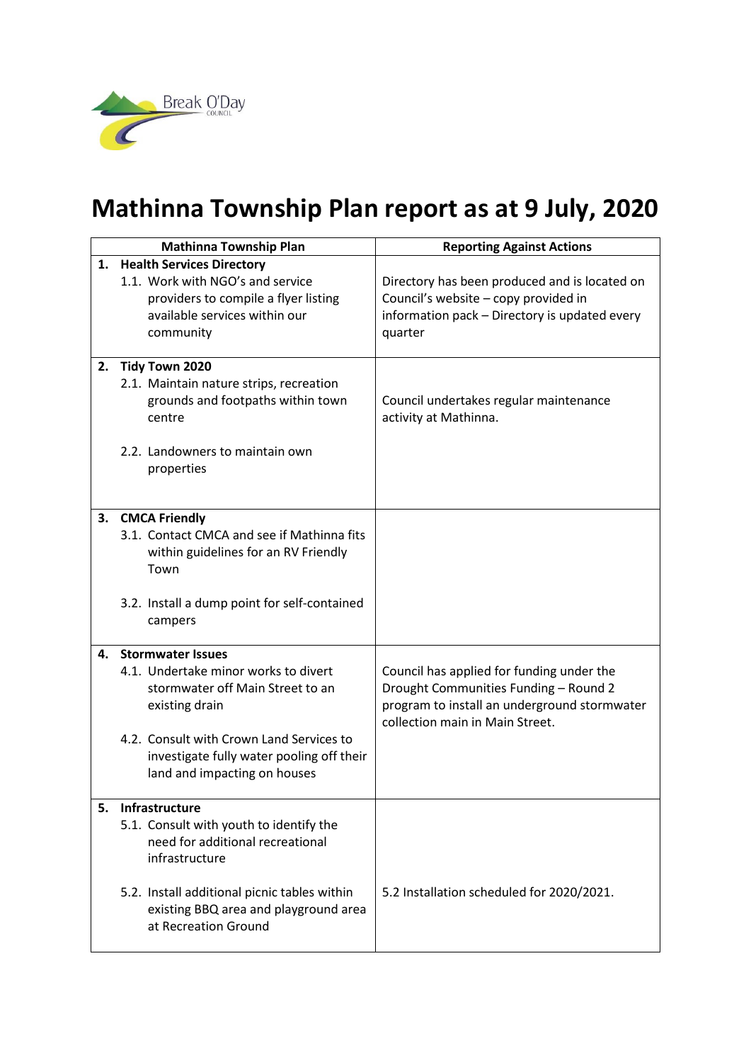# Mathinna Township Plan report as at 9 July, 2020

| Mathinna Township Plan | Reporting Against Actions |
|---|---|
| **1. Health Services Directory**<br>1.1. Work with NGO's and service providers to compile a flyer listing available services within our community | Directory has been produced and is located on Council's website – copy provided in information pack – Directory is updated every quarter |
| **2. Tidy Town 2020**<br>2.1. Maintain nature strips, recreation grounds and footpaths within town centre<br><br>2.2. Landowners to maintain own properties | Council undertakes regular maintenance activity at Mathinna. |
| **3. CMCA Friendly**<br>3.1. Contact CMCA and see if Mathinna fits within guidelines for an RV Friendly Town<br><br>3.2. Install a dump point for self-contained campers | |
| **4. Stormwater Issues**<br>4.1. Undertake minor works to divert stormwater off Main Street to an existing drain<br><br>4.2. Consult with Crown Land Services to investigate fully water pooling off their land and impacting on houses | Council has applied for funding under the Drought Communities Funding – Round 2 program to install an underground stormwater collection main in Main Street. |
| **5. Infrastructure**<br>5.1. Consult with youth to identify the need for additional recreational infrastructure<br><br>5.2. Install additional picnic tables within existing BBQ area and playground area at Recreation Ground | 5.2 Installation scheduled for 2020/2021. |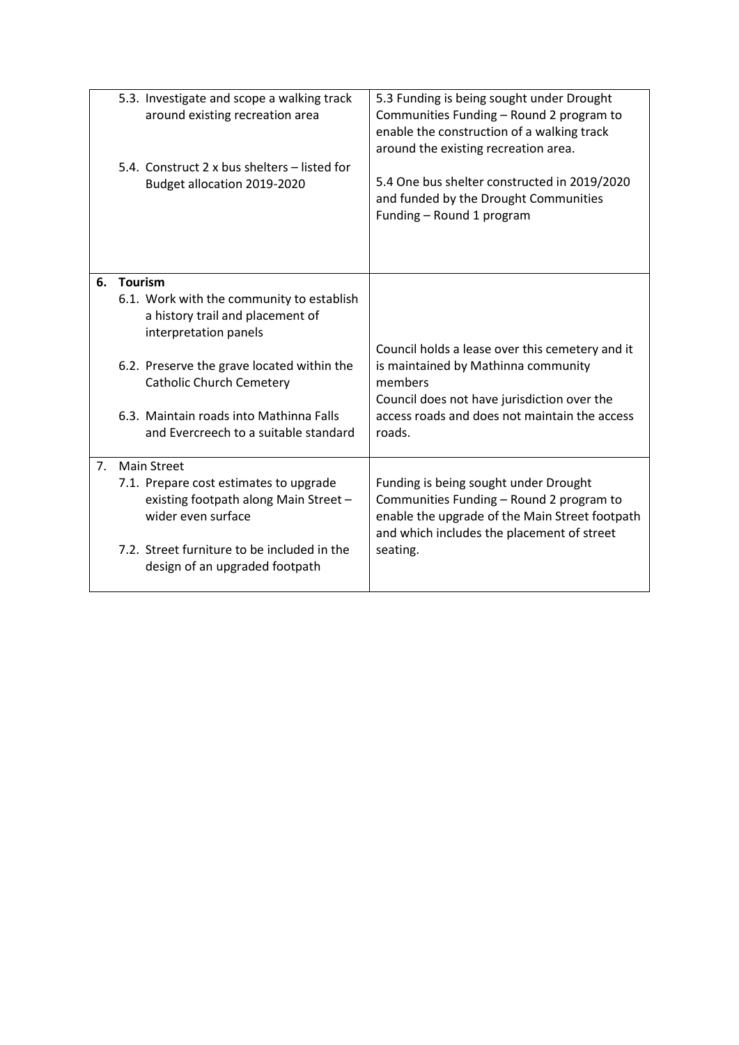| | |
|---|---|
| 5.3. Investigate and scope a walking track around existing recreation area<br><br>5.4. Construct 2 x bus shelters – listed for Budget allocation 2019-2020 | 5.3 Funding is being sought under Drought Communities Funding – Round 2 program to enable the construction of a walking track around the existing recreation area.<br><br>5.4 One bus shelter constructed in 2019/2020 and funded by the Drought Communities Funding – Round 1 program |
| **6. Tourism**<br>6.1. Work with the community to establish a history trail and placement of interpretation panels<br><br>6.2. Preserve the grave located within the Catholic Church Cemetery<br><br>6.3. Maintain roads into Mathinna Falls and Evercreech to a suitable standard | <br><br><br>Council holds a lease over this cemetery and it is maintained by Mathinna community members<br>Council does not have jurisdiction over the access roads and does not maintain the access roads. |
| 7. Main Street<br>7.1. Prepare cost estimates to upgrade existing footpath along Main Street – wider even surface<br><br>7.2. Street furniture to be included in the design of an upgraded footpath | Funding is being sought under Drought Communities Funding – Round 2 program to enable the upgrade of the Main Street footpath and which includes the placement of street seating. |